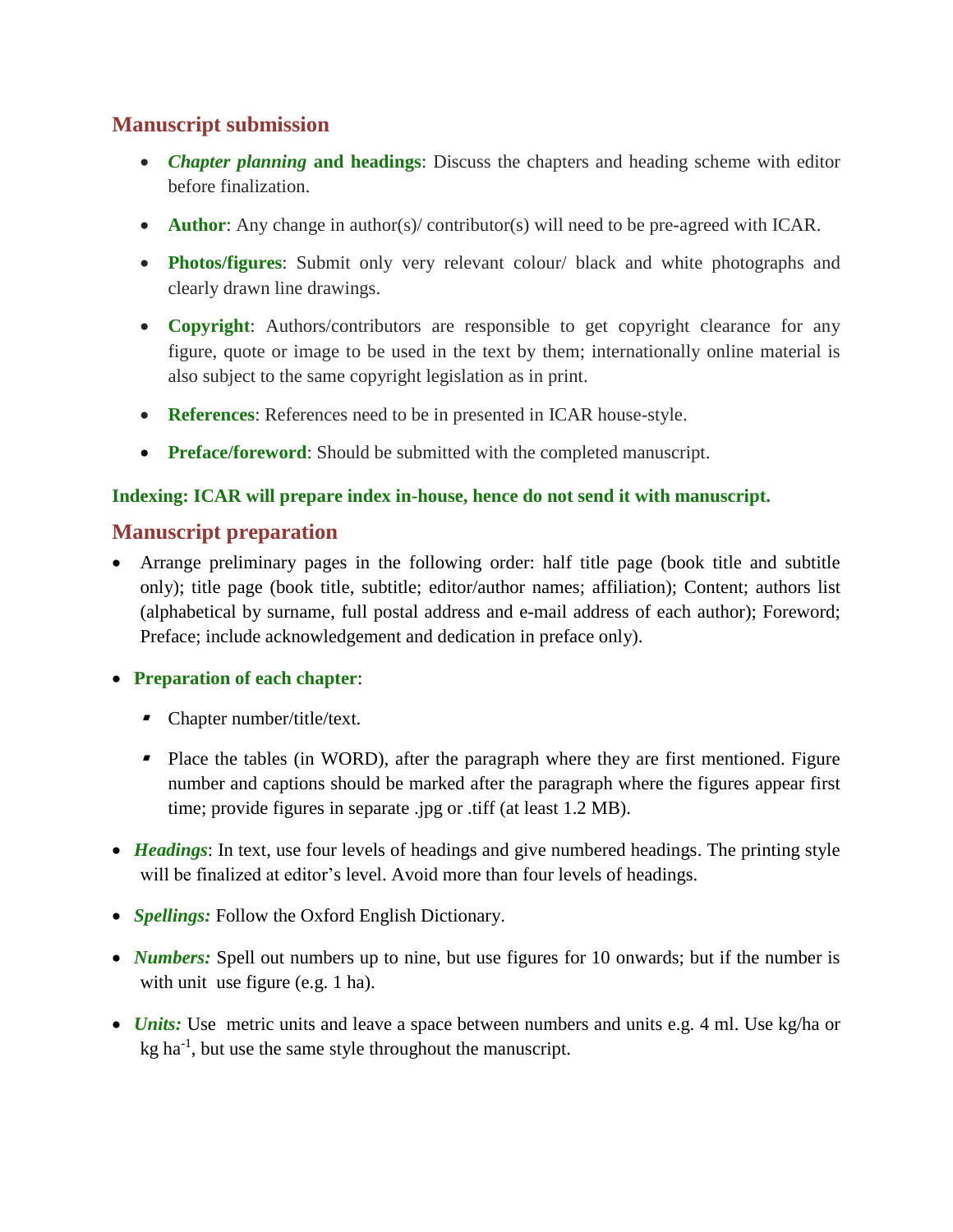## Manuscript submission

- ***Chapter planning* and headings**: Discuss the chapters and heading scheme with editor before finalization.
- **Author**: Any change in author(s)/ contributor(s) will need to be pre-agreed with ICAR.
- **Photos/figures**: Submit only very relevant colour/ black and white photographs and clearly drawn line drawings.
- **Copyright**: Authors/contributors are responsible to get copyright clearance for any figure, quote or image to be used in the text by them; internationally online material is also subject to the same copyright legislation as in print.
- **References**: References need to be in presented in ICAR house-style.
- **Preface/foreword**: Should be submitted with the completed manuscript.

**Indexing: ICAR will prepare index in-house, hence do not send it with manuscript.**

## Manuscript preparation

- Arrange preliminary pages in the following order: half title page (book title and subtitle only); title page (book title, subtitle; editor/author names; affiliation); Content; authors list (alphabetical by surname, full postal address and e-mail address of each author); Foreword; Preface; include acknowledgement and dedication in preface only).
- **Preparation of each chapter**:
  - Chapter number/title/text.
  - Place the tables (in WORD), after the paragraph where they are first mentioned. Figure number and captions should be marked after the paragraph where the figures appear first time; provide figures in separate .jpg or .tiff (at least 1.2 MB).
- ***Headings***: In text, use four levels of headings and give numbered headings. The printing style will be finalized at editor's level. Avoid more than four levels of headings.
- ***Spellings:*** Follow the Oxford English Dictionary.
- ***Numbers:*** Spell out numbers up to nine, but use figures for 10 onwards; but if the number is with unit use figure (e.g. 1 ha).
- ***Units:*** Use metric units and leave a space between numbers and units e.g. 4 ml. Use kg/ha or kg $ha^{-1}$, but use the same style throughout the manuscript.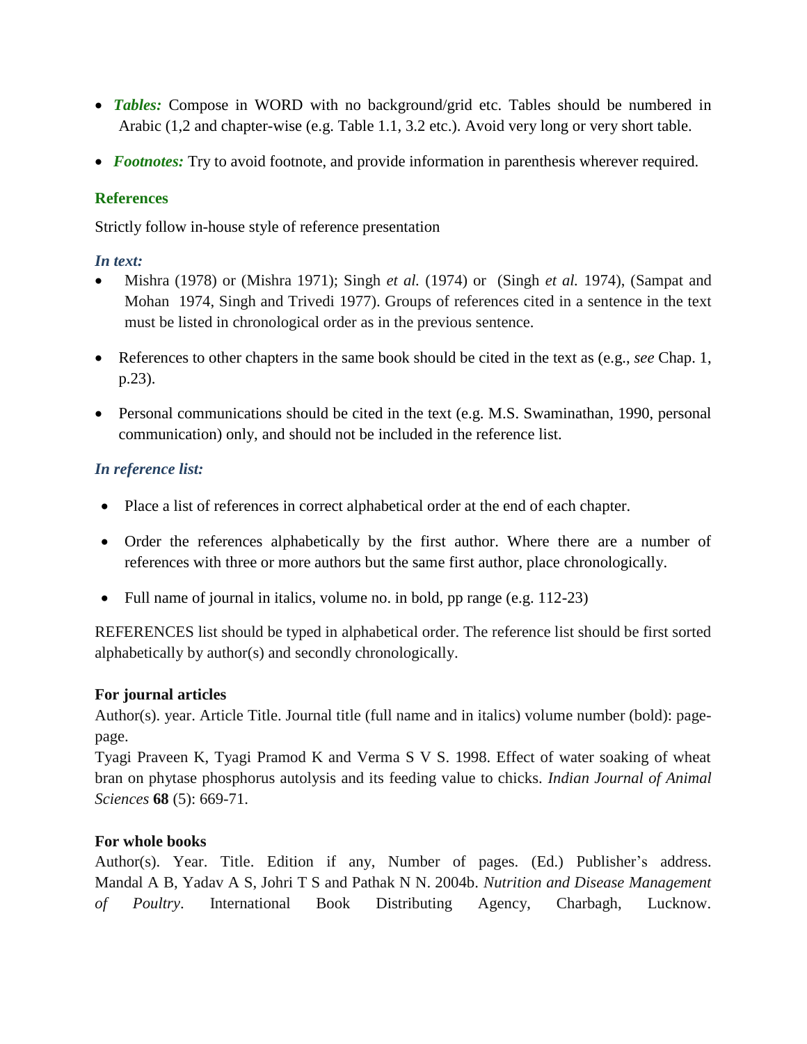- ***Tables:*** Compose in WORD with no background/grid etc. Tables should be numbered in Arabic (1,2 and chapter-wise (e.g. Table 1.1, 3.2 etc.). Avoid very long or very short table.
- ***Footnotes:*** Try to avoid footnote, and provide information in parenthesis wherever required.

### References

Strictly follow in-house style of reference presentation

#### *In text:*

- Mishra (1978) or (Mishra 1971); Singh *et al.* (1974) or (Singh *et al.* 1974), (Sampat and Mohan 1974, Singh and Trivedi 1977). Groups of references cited in a sentence in the text must be listed in chronological order as in the previous sentence.
- References to other chapters in the same book should be cited in the text as (e.g., *see* Chap. 1, p.23).
- Personal communications should be cited in the text (e.g. M.S. Swaminathan, 1990, personal communication) only, and should not be included in the reference list.

#### *In reference list:*

- Place a list of references in correct alphabetical order at the end of each chapter.
- Order the references alphabetically by the first author. Where there are a number of references with three or more authors but the same first author, place chronologically.
- Full name of journal in italics, volume no. in bold, pp range (e.g. 112-23)

REFERENCES list should be typed in alphabetical order. The reference list should be first sorted alphabetically by author(s) and secondly chronologically.

**For journal articles**

Author(s). year. Article Title. Journal title (full name and in italics) volume number (bold): page-page.

Tyagi Praveen K, Tyagi Pramod K and Verma S V S. 1998. Effect of water soaking of wheat bran on phytase phosphorus autolysis and its feeding value to chicks. *Indian Journal of Animal Sciences* **68** (5): 669-71.

**For whole books**

Author(s). Year. Title. Edition if any, Number of pages. (Ed.) Publisher's address. Mandal A B, Yadav A S, Johri T S and Pathak N N. 2004b. *Nutrition and Disease Management of Poultry*. International Book Distributing Agency, Charbagh, Lucknow.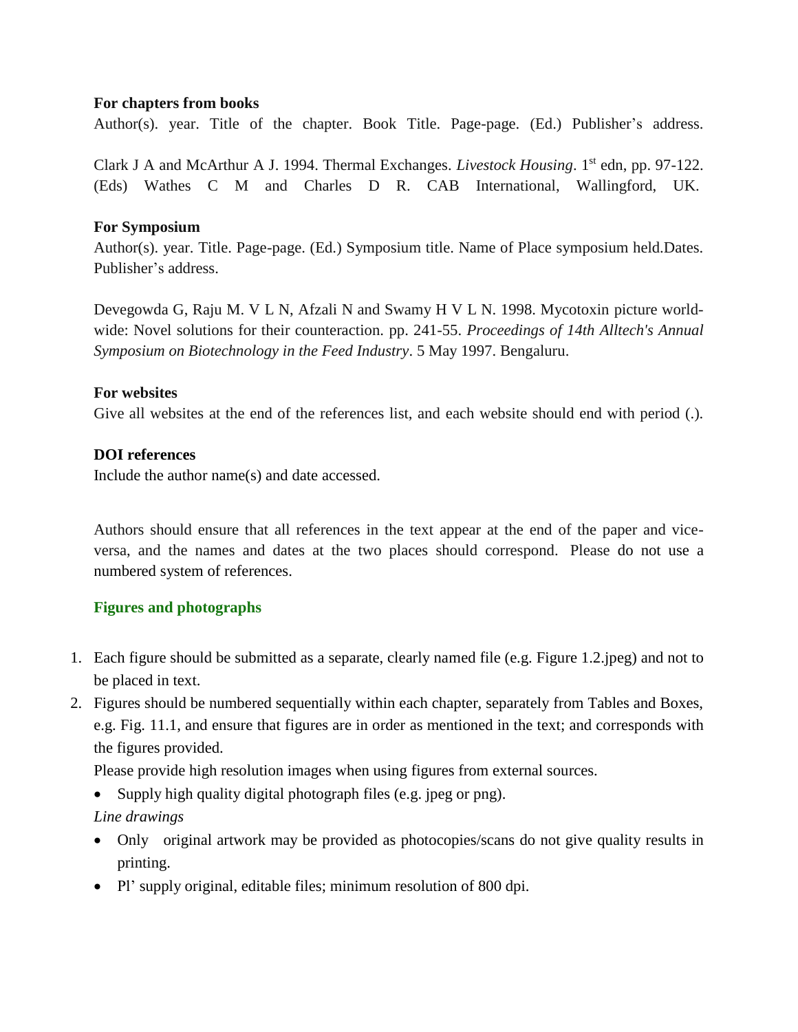**For chapters from books**

Author(s). year. Title of the chapter. Book Title. Page-page. (Ed.) Publisher's address.

Clark J A and McArthur A J. 1994. Thermal Exchanges. *Livestock Housing*. 1st edn, pp. 97-122. (Eds) Wathes C M and Charles D R. CAB International, Wallingford, UK.

**For Symposium**

Author(s). year. Title. Page-page. (Ed.) Symposium title. Name of Place symposium held.Dates. Publisher's address.

Devegowda G, Raju M. V L N, Afzali N and Swamy H V L N. 1998. Mycotoxin picture world-wide: Novel solutions for their counteraction. pp. 241-55. *Proceedings of 14th Alltech's Annual Symposium on Biotechnology in the Feed Industry*. 5 May 1997. Bengaluru.

**For websites**

Give all websites at the end of the references list, and each website should end with period (.).

**DOI references**

Include the author name(s) and date accessed.

Authors should ensure that all references in the text appear at the end of the paper and vice-versa, and the names and dates at the two places should correspond. Please do not use a numbered system of references.

## Figures and photographs

1. Each figure should be submitted as a separate, clearly named file (e.g. Figure 1.2.jpeg) and not to be placed in text.
2. Figures should be numbered sequentially within each chapter, separately from Tables and Boxes, e.g. Fig. 11.1, and ensure that figures are in order as mentioned in the text; and corresponds with the figures provided.

   Please provide high resolution images when using figures from external sources.

   - Supply high quality digital photograph files (e.g. jpeg or png).

   *Line drawings*

   - Only original artwork may be provided as photocopies/scans do not give quality results in printing.
   - Pl' supply original, editable files; minimum resolution of 800 dpi.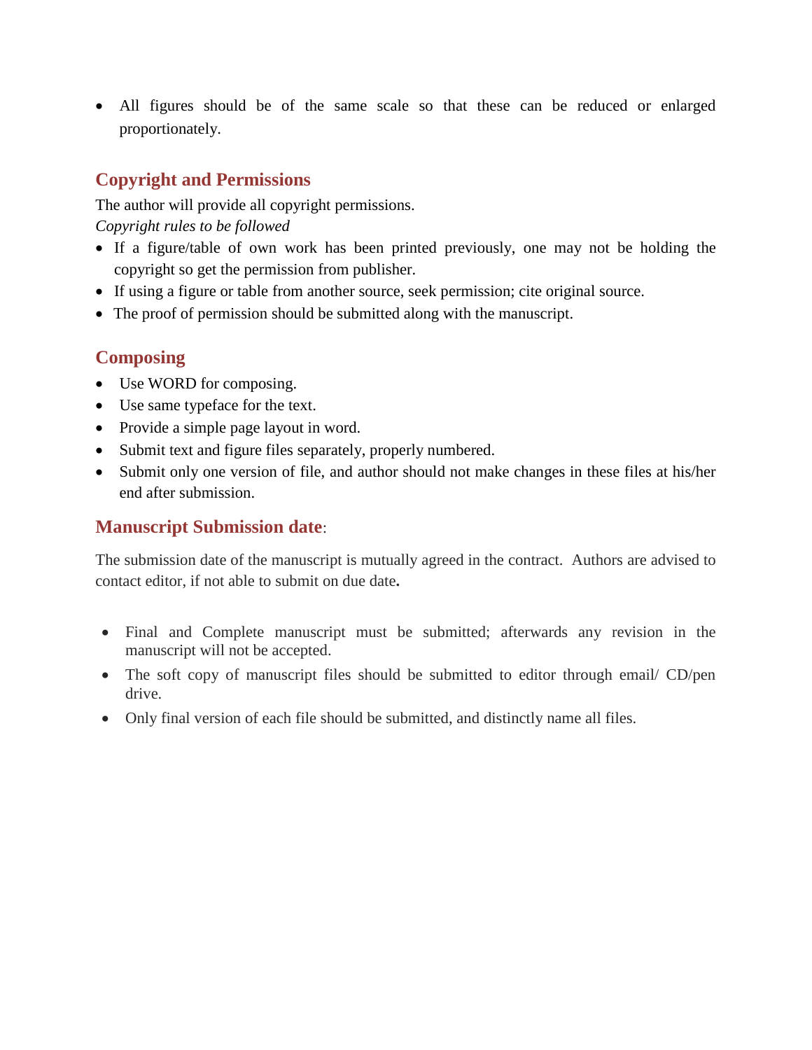- All figures should be of the same scale so that these can be reduced or enlarged proportionately.

## Copyright and Permissions

The author will provide all copyright permissions.

*Copyright rules to be followed*

- If a figure/table of own work has been printed previously, one may not be holding the copyright so get the permission from publisher.
- If using a figure or table from another source, seek permission; cite original source.
- The proof of permission should be submitted along with the manuscript.

## Composing

- Use WORD for composing.
- Use same typeface for the text.
- Provide a simple page layout in word.
- Submit text and figure files separately, properly numbered.
- Submit only one version of file, and author should not make changes in these files at his/her end after submission.

## Manuscript Submission date:

The submission date of the manuscript is mutually agreed in the contract. Authors are advised to contact editor, if not able to submit on due date**.**

- Final and Complete manuscript must be submitted; afterwards any revision in the manuscript will not be accepted.
- The soft copy of manuscript files should be submitted to editor through email/ CD/pen drive.
- Only final version of each file should be submitted, and distinctly name all files.